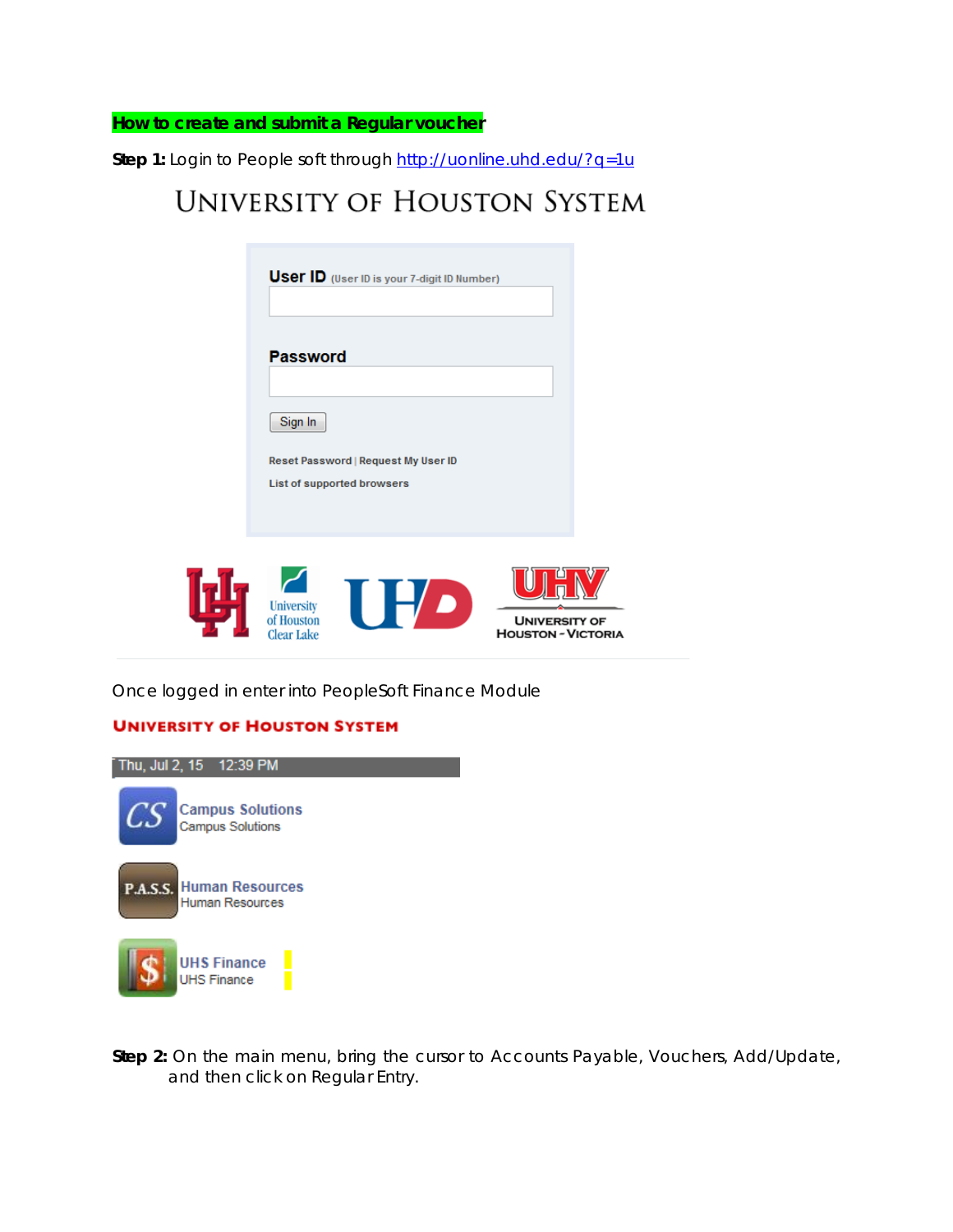**How to create and submit a Regular voucher**

**Step 1:** Login to People soft through http://uonline.uhd.edu/?q=1u

UNIVERSITY OF HOUSTON SYSTEM

User ID (User ID is your 7-digit ID Number)

Password

Sign In

Reset Password | Request My User ID

List of supported browsers

Once logged in enter into PeopleSoft Finance Module

UNIVERSITY OF HOUSTON SYSTEM

Thu, Jul 2, 15 12:39 PM

Campus Solutions
Campus Solutions

Human Resources
Human Resources

UHS Finance
UHS Finance

**Step 2:** On the main menu, bring the cursor to Accounts Payable, Vouchers, Add/Update, and then click on Regular Entry.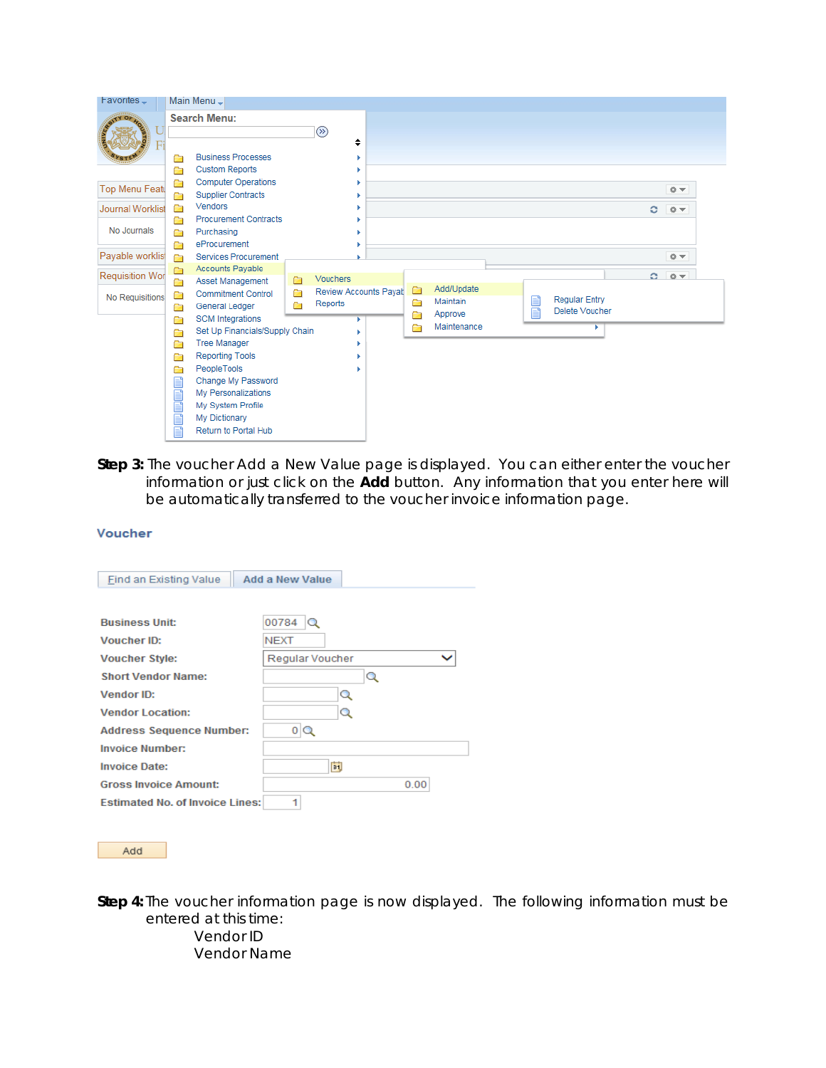**Step 3:** The voucher Add a New Value page is displayed. You can either enter the voucher information or just click on the **Add** button. Any information that you enter here will be automatically transferred to the voucher invoice information page.

**Step 4:** The voucher information page is now displayed. The following information must be entered at this time:

Vendor ID
Vendor Name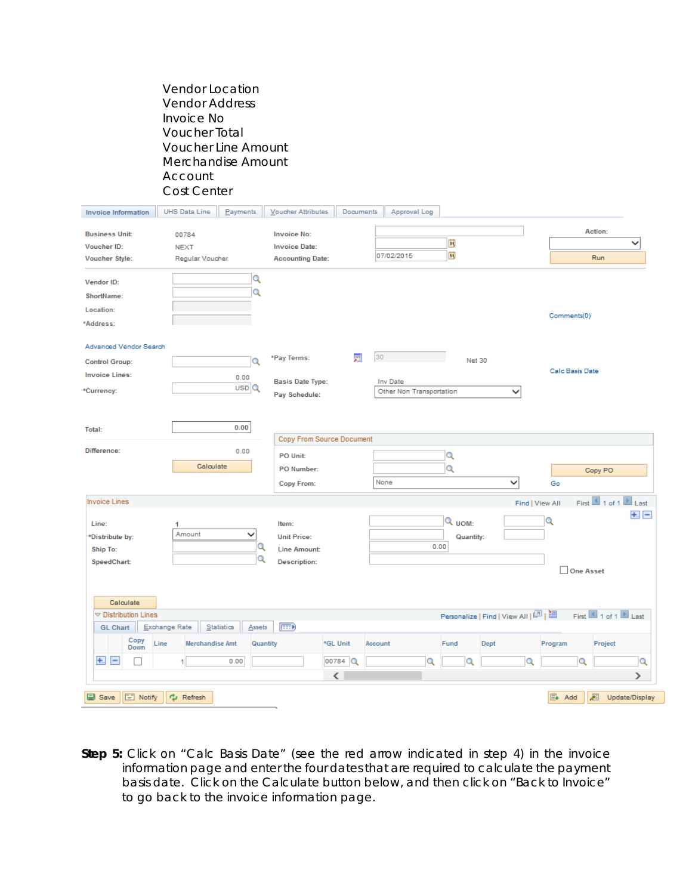Vendor Location
Vendor Address
Invoice No
Voucher Total
Voucher Line Amount
Merchandise Amount
Account
Cost Center

Invoice Information | UHS Data Line | Payments | Voucher Attributes | Documents | Approval Log

Business Unit: 00784
Voucher ID: NEXT
Voucher Style: Regular Voucher

Invoice No:
Invoice Date:
Accounting Date: 07/02/2015

Action:
Run

Vendor ID:
ShortName:
Location:
*Address:

Comments(0)

Advanced Vendor Search

Control Group:
Invoice Lines: 0.00
*Currency: USD

*Pay Terms: 30 Net 30
Basis Date Type: Inv Date
Pay Schedule: Other Non Transportation

Calc Basis Date

Total: 0.00
Difference: 0.00
Calculate

Copy From Source Document
PO Unit:
PO Number:
Copy From: None
Copy PO
Go

Invoice Lines — Find | View All — First 1 of 1 Last

Line: 1
*Distribute by: Amount
Ship To:
SpeedChart:

Item:
Unit Price:
Line Amount: 0.00
Description:

UOM:
Quantity:
One Asset

Calculate

Distribution Lines — Personalize | Find | View All — First 1 of 1 Last

GL Chart | Exchange Rate | Statistics | Assets

| | Copy Down | Line | Merchandise Amt | Quantity | *GL Unit | Account | Fund | Dept | Program | Project |
|---|---|---|---|---|---|---|---|---|---|---|
| + − | ☐ | 1 | 0.00 | | 00784 | | | | | |

Save | Notify | Refresh — Add | Update/Display

**Step 5:** Click on "Calc Basis Date" (see the red arrow indicated in step 4) in the invoice information page and enter the four dates that are required to calculate the payment basis date. Click on the Calculate button below, and then click on "Back to Invoice" to go back to the invoice information page.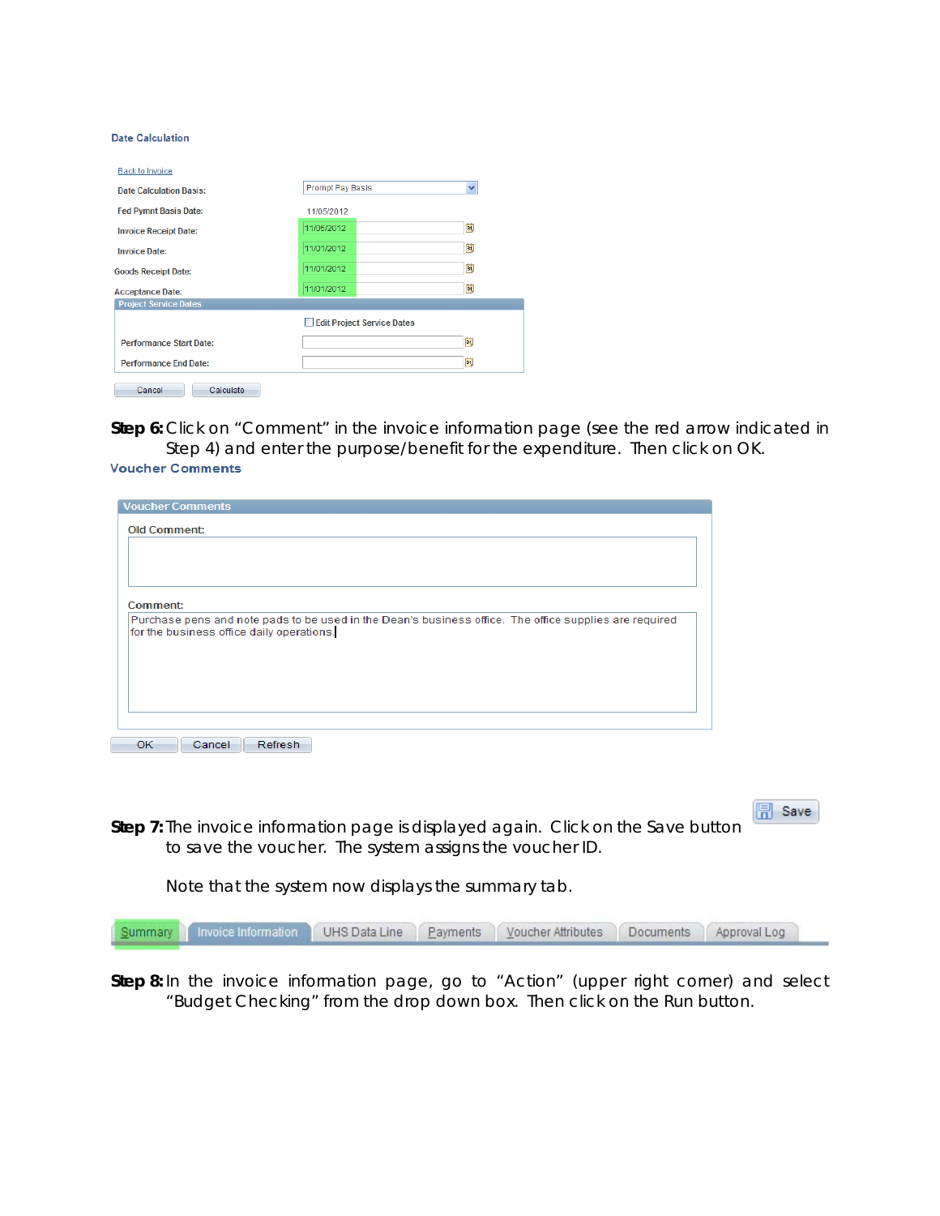**Date Calculation**

Back to Invoice

| | |
|---|---|
| Date Calculation Basis: | Prompt Pay Basis |
| Fed Pymnt Basis Date: | 11/05/2012 |
| Invoice Receipt Date: | 11/05/2012 |
| Invoice Date: | 11/01/2012 |
| Goods Receipt Date: | 11/01/2012 |
| Acceptance Date: | 11/01/2012 |

**Project Service Dates**

☐ Edit Project Service Dates

Performance Start Date:

Performance End Date:

Cancel Calculate

**Step 6:** Click on "Comment" in the invoice information page (see the red arrow indicated in Step 4) and enter the purpose/benefit for the expenditure. Then click on OK.

**Voucher Comments**

**Voucher Comments**

Old Comment:

Comment:
Purchase pens and note pads to be used in the Dean's business office. The office supplies are required for the business office daily operations.

OK Cancel Refresh

**Step 7:** The invoice information page is displayed again. Click on the Save button to save the voucher. The system assigns the voucher ID.

Save

Note that the system now displays the summary tab.

Summary | Invoice Information | UHS Data Line | Payments | Voucher Attributes | Documents | Approval Log

**Step 8:** In the invoice information page, go to "Action" (upper right corner) and select "Budget Checking" from the drop down box. Then click on the Run button.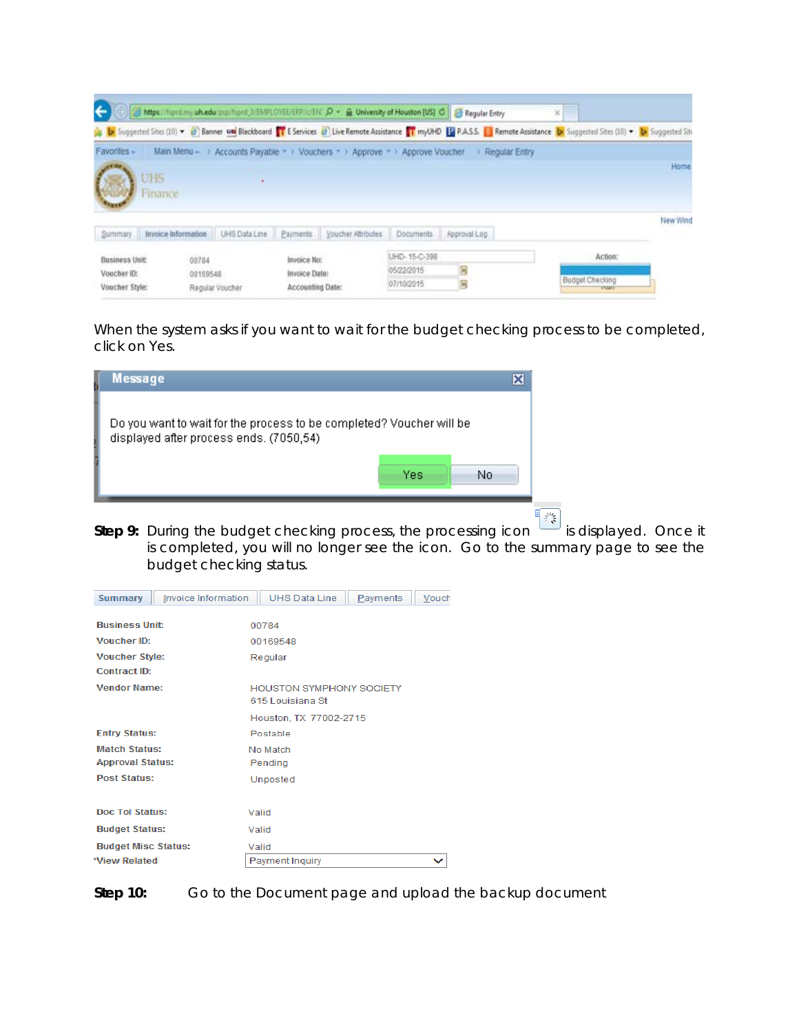When the system asks if you want to wait for the budget checking process to be completed, click on Yes.

**Step 9:** During the budget checking process, the processing icon is displayed. Once it is completed, you will no longer see the icon. Go to the summary page to see the budget checking status.

**Step 10:** Go to the Document page and upload the backup document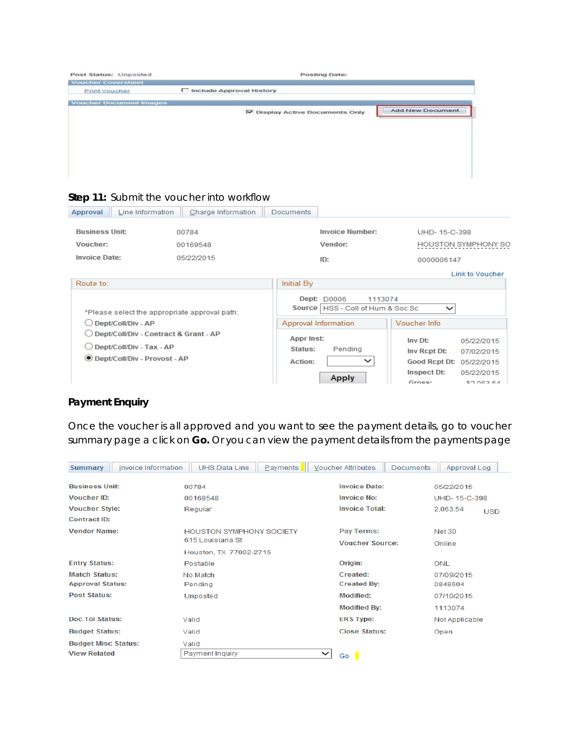Post Status: Unposted Posting Date:

Voucher Coversheet

Print Voucher ☐ Include Approval History

Voucher Document Images

☑ Display Active Documents Only Add New Document

**Step 11:** Submit the voucher into workflow

Approval | Line Information | Charge Information | Documents

| | | | |
|---|---|---|---|
| **Business Unit:** | 00784 | **Invoice Number:** | UHD- 15-C-398 |
| **Voucher:** | 00169548 | **Vendor:** | HOUSTON SYMPHONY SO |
| **Invoice Date:** | 05/22/2015 | **ID:** | 0000006147 |

Link to Voucher

Route to:

*Please select the appropriate approval path:

- ○ Dept/Coll/Div - AP
- ○ Dept/Coll/Div - Contract & Grant - AP
- ○ Dept/Coll/Div - Tax - AP
- ◉ Dept/Coll/Div - Provost - AP

Initial By

Dept: D0006 1113074

Source HSS - Coll of Hum & Soc Sc

Approval Information

Appr Inst:

Status: Pending

Action:

Apply

Voucher Info

| | |
|---|---|
| Inv Dt: | 05/22/2015 |
| Inv Rcpt Dt: | 07/02/2015 |
| Good Rcpt Dt: | 05/22/2015 |
| Inspect Dt: | 05/22/2015 |
| Gross: | $2,063.54 |

## Payment Enquiry

Once the voucher is all approved and you want to see the payment details, go to voucher summary page a click on **Go.** Or you can view the payment details from the payments page

Summary | Invoice Information | UHS Data Line | Payments | Voucher Attributes | Documents | Approval Log

| | | | |
|---|---|---|---|
| **Business Unit:** | 00784 | **Invoice Date:** | 05/22/2015 |
| **Voucher ID:** | 00169548 | **Invoice No:** | UHD- 15-C-398 |
| **Voucher Style:** | Regular | **Invoice Total:** | 2,063.54 USD |
| **Contract ID:** | | | |
| **Vendor Name:** | HOUSTON SYMPHONY SOCIETY<br>615 Louisiana St<br>Houston, TX 77002-2715 | **Pay Terms:** | Net 30 |
| | | **Voucher Source:** | Online |
| **Entry Status:** | Postable | **Origin:** | ONL |
| **Match Status:** | No Match | **Created:** | 07/09/2015 |
| **Approval Status:** | Pending | **Created By:** | 0848604 |
| **Post Status:** | Unposted | **Modified:** | 07/10/2015 |
| | | **Modified By:** | 1113074 |
| **Doc Tol Status:** | Valid | **ERS Type:** | Not Applicable |
| **Budget Status:** | Valid | **Close Status:** | Open |
| **Budget Misc Status:** | Valid | | |
| **View Related** | Payment Inquiry | Go | |